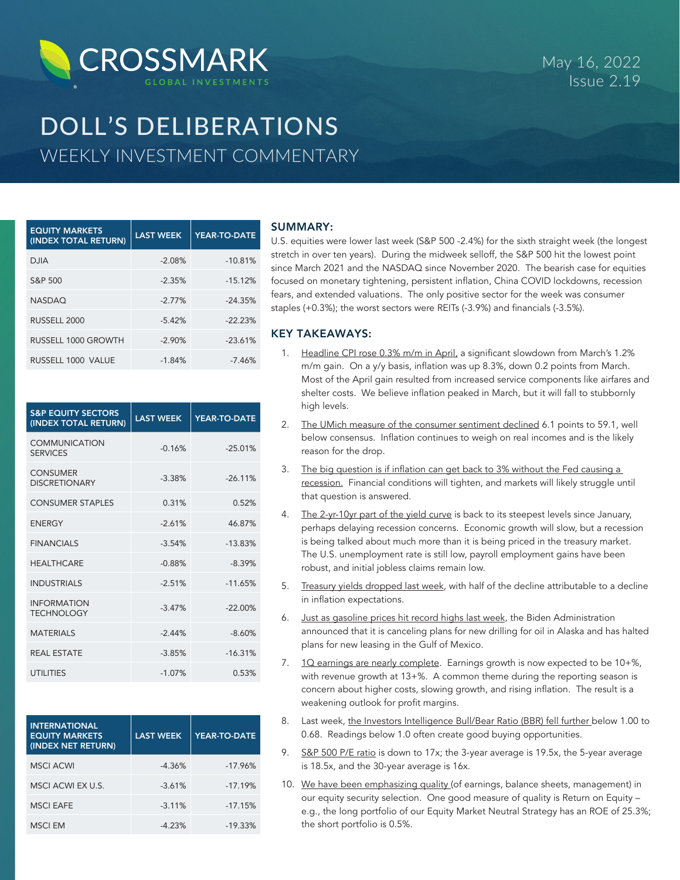CROSSMARK GLOBAL INVESTMENTS

May 16, 2022
Issue 2.19

# DOLL'S DELIBERATIONS

## WEEKLY INVESTMENT COMMENTARY

| EQUITY MARKETS (INDEX TOTAL RETURN) | LAST WEEK | YEAR-TO-DATE |
|---|---|---|
| DJIA | -2.08% | -10.81% |
| S&P 500 | -2.35% | -15.12% |
| NASDAQ | -2.77% | -24.35% |
| RUSSELL 2000 | -5.42% | -22.23% |
| RUSSELL 1000 GROWTH | -2.90% | -23.61% |
| RUSSELL 1000 VALUE | -1.84% | -7.46% |

| S&P EQUITY SECTORS (INDEX TOTAL RETURN) | LAST WEEK | YEAR-TO-DATE |
|---|---|---|
| COMMUNICATION SERVICES | -0.16% | -25.01% |
| CONSUMER DISCRETIONARY | -3.38% | -26.11% |
| CONSUMER STAPLES | 0.31% | 0.52% |
| ENERGY | -2.61% | 46.87% |
| FINANCIALS | -3.54% | -13.83% |
| HEALTHCARE | -0.88% | -8.39% |
| INDUSTRIALS | -2.51% | -11.65% |
| INFORMATION TECHNOLOGY | -3.47% | -22.00% |
| MATERIALS | -2.44% | -8.60% |
| REAL ESTATE | -3.85% | -16.31% |
| UTILITIES | -1.07% | 0.53% |

| INTERNATIONAL EQUITY MARKETS (INDEX NET RETURN) | LAST WEEK | YEAR-TO-DATE |
|---|---|---|
| MSCI ACWI | -4.36% | -17.96% |
| MSCI ACWI EX U.S. | -3.61% | -17.19% |
| MSCI EAFE | -3.11% | -17.15% |
| MSCI EM | -4.23% | -19.33% |

### SUMMARY:

U.S. equities were lower last week (S&P 500 -2.4%) for the sixth straight week (the longest stretch in over ten years). During the midweek selloff, the S&P 500 hit the lowest point since March 2021 and the NASDAQ since November 2020. The bearish case for equities focused on monetary tightening, persistent inflation, China COVID lockdowns, recession fears, and extended valuations. The only positive sector for the week was consumer staples (+0.3%); the worst sectors were REITs (-3.9%) and financials (-3.5%).

### KEY TAKEAWAYS:

1. Headline CPI rose 0.3% m/m in April, a significant slowdown from March's 1.2% m/m gain. On a y/y basis, inflation was up 8.3%, down 0.2 points from March. Most of the April gain resulted from increased service components like airfares and shelter costs. We believe inflation peaked in March, but it will fall to stubbornly high levels.
2. The UMich measure of the consumer sentiment declined 6.1 points to 59.1, well below consensus. Inflation continues to weigh on real incomes and is the likely reason for the drop.
3. The big question is if inflation can get back to 3% without the Fed causing a recession. Financial conditions will tighten, and markets will likely struggle until that question is answered.
4. The 2-yr-10yr part of the yield curve is back to its steepest levels since January, perhaps delaying recession concerns. Economic growth will slow, but a recession is being talked about much more than it is being priced in the treasury market. The U.S. unemployment rate is still low, payroll employment gains have been robust, and initial jobless claims remain low.
5. Treasury yields dropped last week, with half of the decline attributable to a decline in inflation expectations.
6. Just as gasoline prices hit record highs last week, the Biden Administration announced that it is canceling plans for new drilling for oil in Alaska and has halted plans for new leasing in the Gulf of Mexico.
7. 1Q earnings are nearly complete. Earnings growth is now expected to be 10+%, with revenue growth at 13+%. A common theme during the reporting season is concern about higher costs, slowing growth, and rising inflation. The result is a weakening outlook for profit margins.
8. Last week, the Investors Intelligence Bull/Bear Ratio (BBR) fell further below 1.00 to 0.68. Readings below 1.0 often create good buying opportunities.
9. S&P 500 P/E ratio is down to 17x; the 3-year average is 19.5x, the 5-year average is 18.5x, and the 30-year average is 16x.
10. We have been emphasizing quality (of earnings, balance sheets, management) in our equity security selection. One good measure of quality is Return on Equity – e.g., the long portfolio of our Equity Market Neutral Strategy has an ROE of 25.3%; the short portfolio is 0.5%.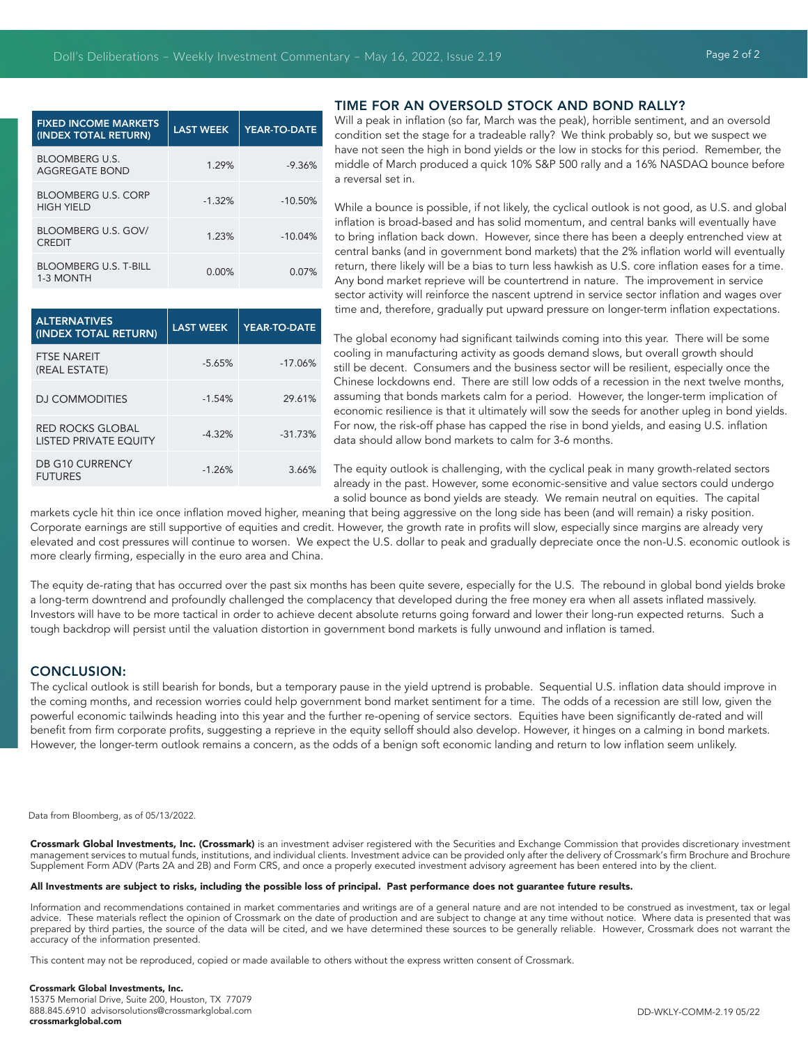| FIXED INCOME MARKETS (INDEX TOTAL RETURN) | LAST WEEK | YEAR-TO-DATE |
|---|---|---|
| BLOOMBERG U.S. AGGREGATE BOND | 1.29% | -9.36% |
| BLOOMBERG U.S. CORP HIGH YIELD | -1.32% | -10.50% |
| BLOOMBERG U.S. GOV/ CREDIT | 1.23% | -10.04% |
| BLOOMBERG U.S. T-BILL 1-3 MONTH | 0.00% | 0.07% |

| ALTERNATIVES (INDEX TOTAL RETURN) | LAST WEEK | YEAR-TO-DATE |
|---|---|---|
| FTSE NAREIT (REAL ESTATE) | -5.65% | -17.06% |
| DJ COMMODITIES | -1.54% | 29.61% |
| RED ROCKS GLOBAL LISTED PRIVATE EQUITY | -4.32% | -31.73% |
| DB G10 CURRENCY FUTURES | -1.26% | 3.66% |

## TIME FOR AN OVERSOLD STOCK AND BOND RALLY?

Will a peak in inflation (so far, March was the peak), horrible sentiment, and an oversold condition set the stage for a tradeable rally? We think probably so, but we suspect we have not seen the high in bond yields or the low in stocks for this period. Remember, the middle of March produced a quick 10% S&P 500 rally and a 16% NASDAQ bounce before a reversal set in.

While a bounce is possible, if not likely, the cyclical outlook is not good, as U.S. and global inflation is broad-based and has solid momentum, and central banks will eventually have to bring inflation back down. However, since there has been a deeply entrenched view at central banks (and in government bond markets) that the 2% inflation world will eventually return, there likely will be a bias to turn less hawkish as U.S. core inflation eases for a time. Any bond market reprieve will be countertrend in nature. The improvement in service sector activity will reinforce the nascent uptrend in service sector inflation and wages over time and, therefore, gradually put upward pressure on longer-term inflation expectations.

The global economy had significant tailwinds coming into this year. There will be some cooling in manufacturing activity as goods demand slows, but overall growth should still be decent. Consumers and the business sector will be resilient, especially once the Chinese lockdowns end. There are still low odds of a recession in the next twelve months, assuming that bonds markets calm for a period. However, the longer-term implication of economic resilience is that it ultimately will sow the seeds for another upleg in bond yields. For now, the risk-off phase has capped the rise in bond yields, and easing U.S. inflation data should allow bond markets to calm for 3-6 months.

The equity outlook is challenging, with the cyclical peak in many growth-related sectors already in the past. However, some economic-sensitive and value sectors could undergo a solid bounce as bond yields are steady. We remain neutral on equities. The capital markets cycle hit thin ice once inflation moved higher, meaning that being aggressive on the long side has been (and will remain) a risky position. Corporate earnings are still supportive of equities and credit. However, the growth rate in profits will slow, especially since margins are already very elevated and cost pressures will continue to worsen. We expect the U.S. dollar to peak and gradually depreciate once the non-U.S. economic outlook is more clearly firming, especially in the euro area and China.

The equity de-rating that has occurred over the past six months has been quite severe, especially for the U.S. The rebound in global bond yields broke a long-term downtrend and profoundly challenged the complacency that developed during the free money era when all assets inflated massively. Investors will have to be more tactical in order to achieve decent absolute returns going forward and lower their long-run expected returns. Such a tough backdrop will persist until the valuation distortion in government bond markets is fully unwound and inflation is tamed.

## CONCLUSION:

The cyclical outlook is still bearish for bonds, but a temporary pause in the yield uptrend is probable. Sequential U.S. inflation data should improve in the coming months, and recession worries could help government bond market sentiment for a time. The odds of a recession are still low, given the powerful economic tailwinds heading into this year and the further re-opening of service sectors. Equities have been significantly de-rated and will benefit from firm corporate profits, suggesting a reprieve in the equity selloff should also develop. However, it hinges on a calming in bond markets. However, the longer-term outlook remains a concern, as the odds of a benign soft economic landing and return to low inflation seem unlikely.

Data from Bloomberg, as of 05/13/2022.

**Crossmark Global Investments, Inc. (Crossmark)** is an investment adviser registered with the Securities and Exchange Commission that provides discretionary investment management services to mutual funds, institutions, and individual clients. Investment advice can be provided only after the delivery of Crossmark's firm Brochure and Brochure Supplement Form ADV (Parts 2A and 2B) and Form CRS, and once a properly executed investment advisory agreement has been entered into by the client.

**All Investments are subject to risks, including the possible loss of principal. Past performance does not guarantee future results.**

Information and recommendations contained in market commentaries and writings are of a general nature and are not intended to be construed as investment, tax or legal advice. These materials reflect the opinion of Crossmark on the date of production and are subject to change at any time without notice. Where data is presented that was prepared by third parties, the source of the data will be cited, and we have determined these sources to be generally reliable. However, Crossmark does not warrant the accuracy of the information presented.

This content may not be reproduced, copied or made available to others without the express written consent of Crossmark.

**Crossmark Global Investments, Inc.**
15375 Memorial Drive, Suite 200, Houston, TX 77079
888.845.6910 advisorsolutions@crossmarkglobal.com
**crossmarkglobal.com**

DD-WKLY-COMM-2.19 05/22